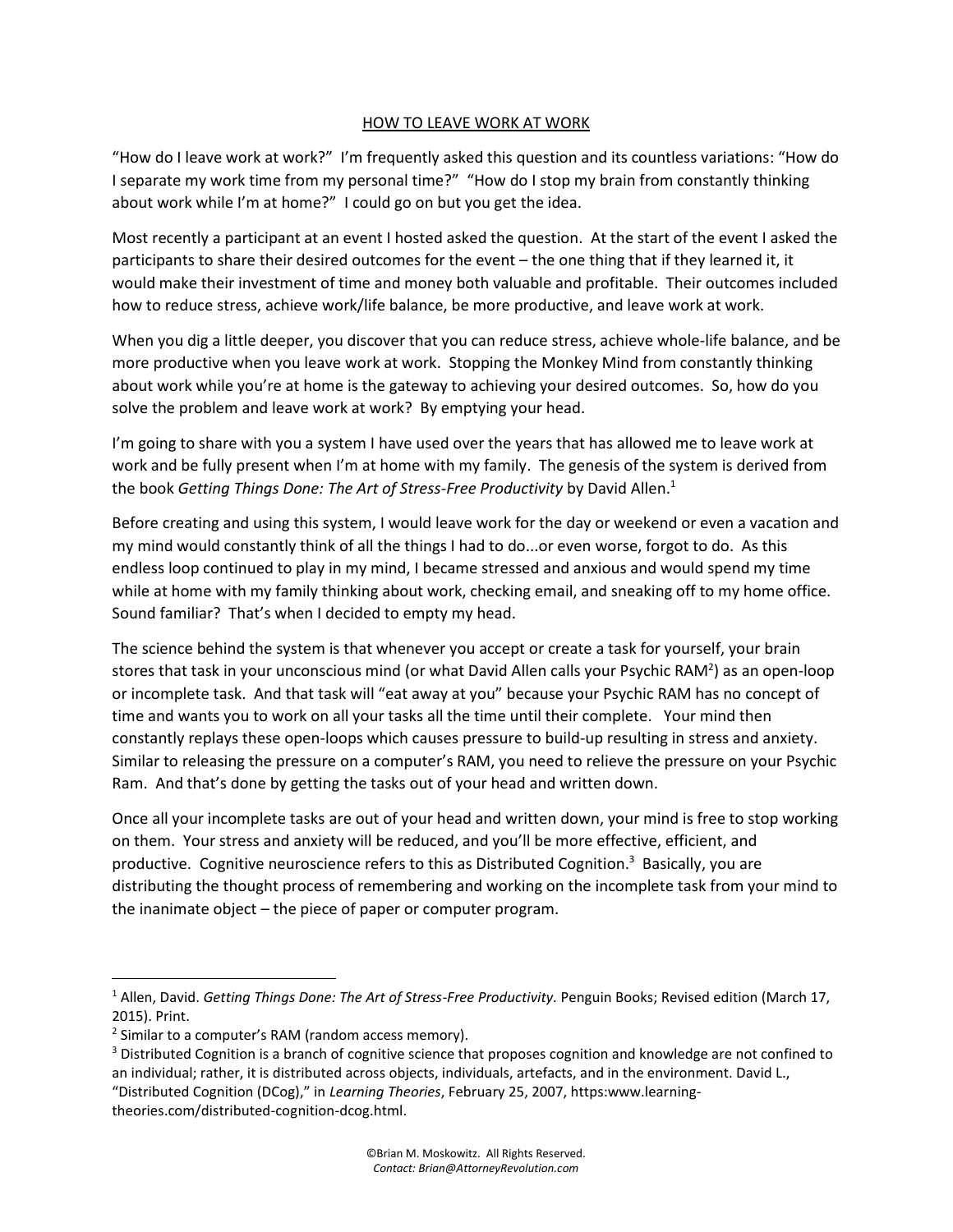# HOW TO LEAVE WORK AT WORK

"How do I leave work at work?" I'm frequently asked this question and its countless variations: "How do I separate my work time from my personal time?" "How do I stop my brain from constantly thinking about work while I'm at home?" I could go on but you get the idea.

Most recently a participant at an event I hosted asked the question. At the start of the event I asked the participants to share their desired outcomes for the event – the one thing that if they learned it, it would make their investment of time and money both valuable and profitable. Their outcomes included how to reduce stress, achieve work/life balance, be more productive, and leave work at work.

When you dig a little deeper, you discover that you can reduce stress, achieve whole-life balance, and be more productive when you leave work at work. Stopping the Monkey Mind from constantly thinking about work while you're at home is the gateway to achieving your desired outcomes. So, how do you solve the problem and leave work at work? By emptying your head.

I'm going to share with you a system I have used over the years that has allowed me to leave work at work and be fully present when I'm at home with my family. The genesis of the system is derived from the book *Getting Things Done: The Art of Stress-Free Productivity* by David Allen.[1]

Before creating and using this system, I would leave work for the day or weekend or even a vacation and my mind would constantly think of all the things I had to do...or even worse, forgot to do. As this endless loop continued to play in my mind, I became stressed and anxious and would spend my time while at home with my family thinking about work, checking email, and sneaking off to my home office. Sound familiar? That's when I decided to empty my head.

The science behind the system is that whenever you accept or create a task for yourself, your brain stores that task in your unconscious mind (or what David Allen calls your Psychic RAM[2]) as an open-loop or incomplete task. And that task will "eat away at you" because your Psychic RAM has no concept of time and wants you to work on all your tasks all the time until their complete. Your mind then constantly replays these open-loops which causes pressure to build-up resulting in stress and anxiety. Similar to releasing the pressure on a computer's RAM, you need to relieve the pressure on your Psychic Ram. And that's done by getting the tasks out of your head and written down.

Once all your incomplete tasks are out of your head and written down, your mind is free to stop working on them. Your stress and anxiety will be reduced, and you'll be more effective, efficient, and productive. Cognitive neuroscience refers to this as Distributed Cognition.[3] Basically, you are distributing the thought process of remembering and working on the incomplete task from your mind to the inanimate object – the piece of paper or computer program.

---

[1] Allen, David. *Getting Things Done: The Art of Stress-Free Productivity.* Penguin Books; Revised edition (March 17, 2015). Print.

[2] Similar to a computer's RAM (random access memory).

[3] Distributed Cognition is a branch of cognitive science that proposes cognition and knowledge are not confined to an individual; rather, it is distributed across objects, individuals, artefacts, and in the environment. David L., "Distributed Cognition (DCog)," in *Learning Theories*, February 25, 2007, https:www.learning-theories.com/distributed-cognition-dcog.html.

©Brian M. Moskowitz. All Rights Reserved.
*Contact: Brian@AttorneyRevolution.com*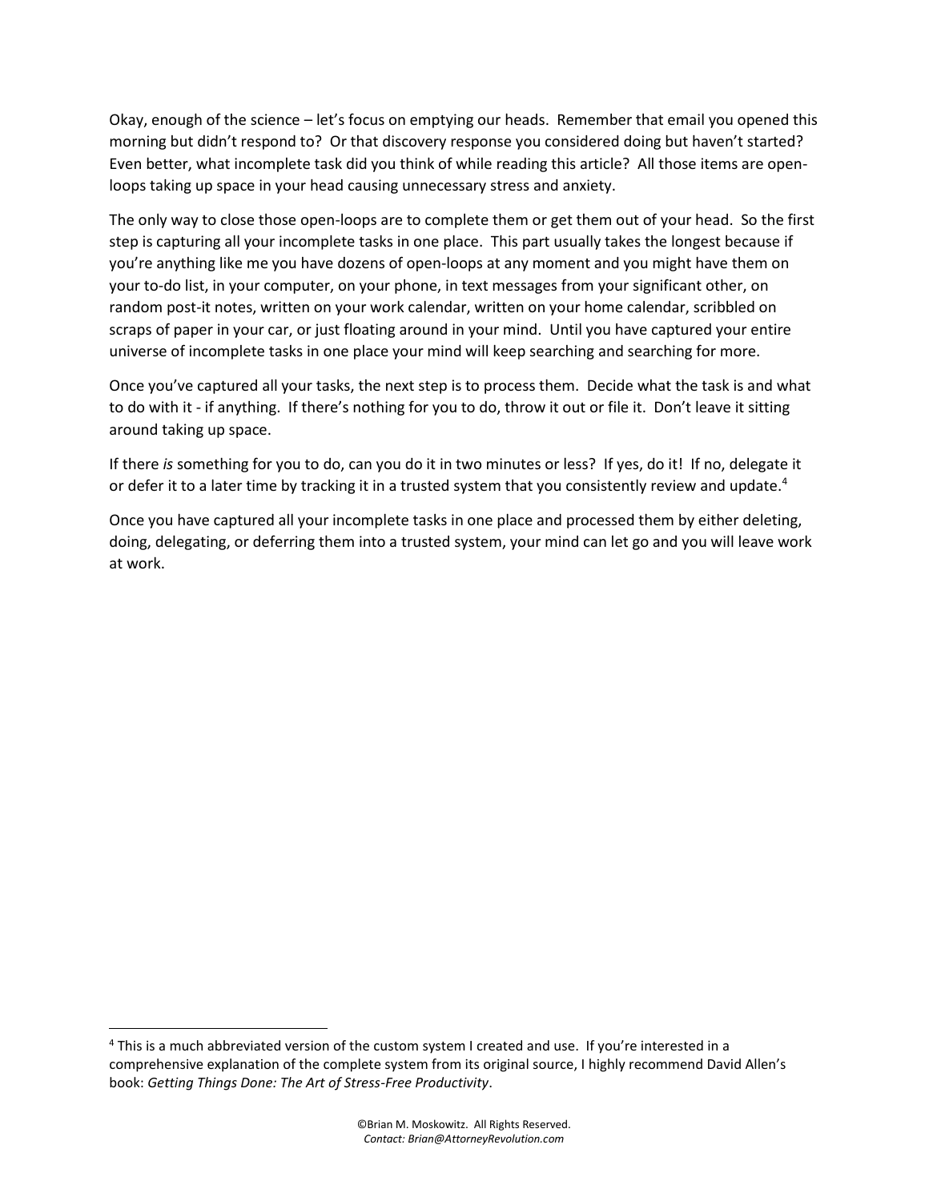Okay, enough of the science – let's focus on emptying our heads. Remember that email you opened this morning but didn't respond to? Or that discovery response you considered doing but haven't started? Even better, what incomplete task did you think of while reading this article? All those items are open-loops taking up space in your head causing unnecessary stress and anxiety.

The only way to close those open-loops are to complete them or get them out of your head. So the first step is capturing all your incomplete tasks in one place. This part usually takes the longest because if you're anything like me you have dozens of open-loops at any moment and you might have them on your to-do list, in your computer, on your phone, in text messages from your significant other, on random post-it notes, written on your work calendar, written on your home calendar, scribbled on scraps of paper in your car, or just floating around in your mind. Until you have captured your entire universe of incomplete tasks in one place your mind will keep searching and searching for more.

Once you've captured all your tasks, the next step is to process them. Decide what the task is and what to do with it - if anything. If there's nothing for you to do, throw it out or file it. Don't leave it sitting around taking up space.

If there *is* something for you to do, can you do it in two minutes or less? If yes, do it! If no, delegate it or defer it to a later time by tracking it in a trusted system that you consistently review and update.[4]

Once you have captured all your incomplete tasks in one place and processed them by either deleting, doing, delegating, or deferring them into a trusted system, your mind can let go and you will leave work at work.

---

[4] This is a much abbreviated version of the custom system I created and use. If you're interested in a comprehensive explanation of the complete system from its original source, I highly recommend David Allen's book: *Getting Things Done: The Art of Stress-Free Productivity*.

©Brian M. Moskowitz. All Rights Reserved.
*Contact: Brian@AttorneyRevolution.com*